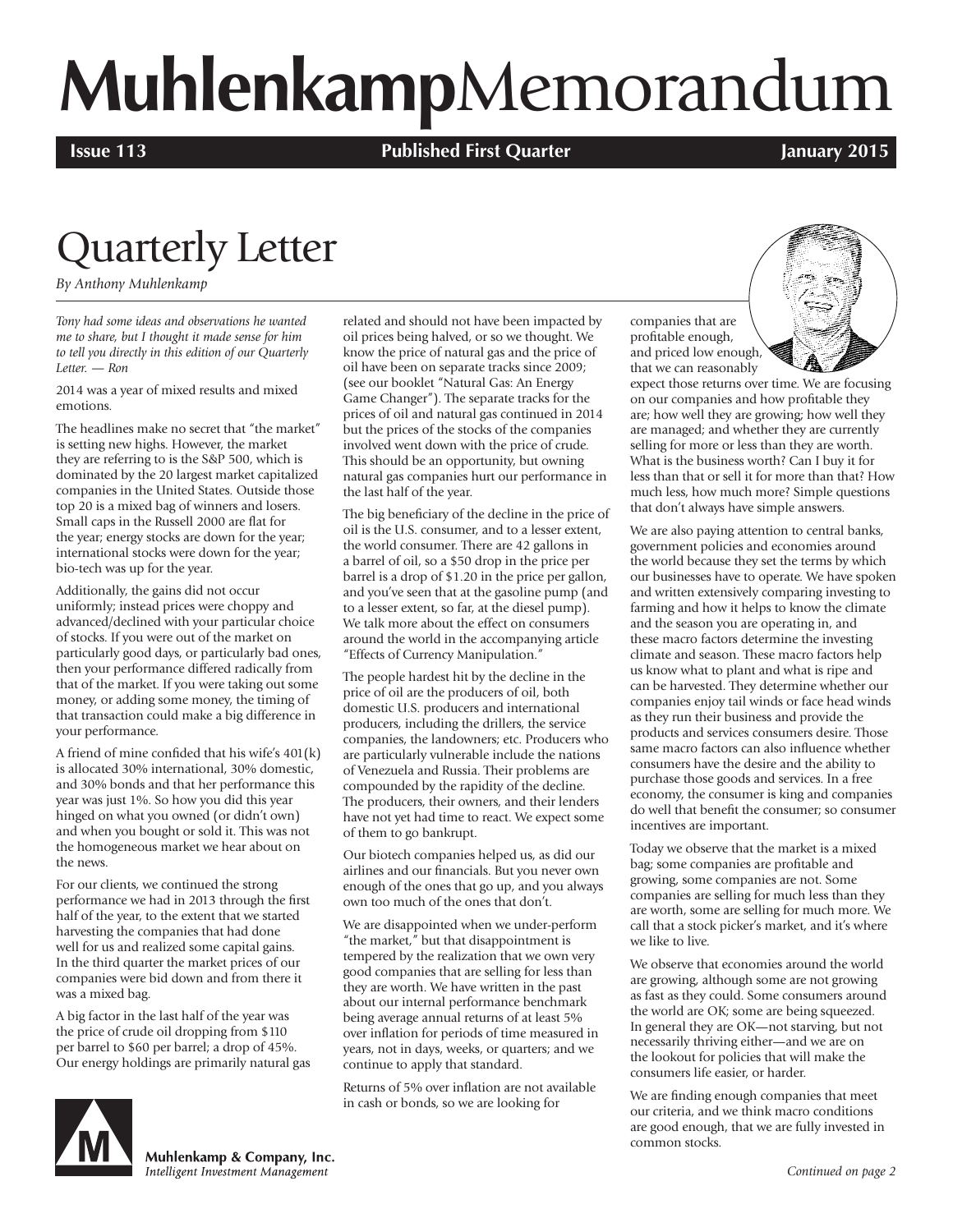# **Muhlenkamp**Memorandum

**Issue 113** **Published First Quarter** **January 2015**

# Quarterly Letter

*By Anthony Muhlenkamp*

*Tony had some ideas and observations he wanted me to share, but I thought it made sense for him to tell you directly in this edition of our Quarterly Letter. — Ron*

2014 was a year of mixed results and mixed emotions.

The headlines make no secret that "the market" is setting new highs. However, the market they are referring to is the S&P 500, which is dominated by the 20 largest market capitalized companies in the United States. Outside those top 20 is a mixed bag of winners and losers. Small caps in the Russell 2000 are flat for the year; energy stocks are down for the year; international stocks were down for the year; bio-tech was up for the year.

Additionally, the gains did not occur uniformly; instead prices were choppy and advanced/declined with your particular choice of stocks. If you were out of the market on particularly good days, or particularly bad ones, then your performance differed radically from that of the market. If you were taking out some money, or adding some money, the timing of that transaction could make a big difference in your performance.

A friend of mine confided that his wife's 401(k) is allocated 30% international, 30% domestic, and 30% bonds and that her performance this year was just 1%. So how you did this year hinged on what you owned (or didn't own) and when you bought or sold it. This was not the homogeneous market we hear about on the news.

For our clients, we continued the strong performance we had in 2013 through the first half of the year, to the extent that we started harvesting the companies that had done well for us and realized some capital gains. In the third quarter the market prices of our companies were bid down and from there it was a mixed bag.

A big factor in the last half of the year was the price of crude oil dropping from $110 per barrel to $60 per barrel; a drop of 45%. Our energy holdings are primarily natural gas related and should not have been impacted by oil prices being halved, or so we thought. We know the price of natural gas and the price of oil have been on separate tracks since 2009; (see our booklet "Natural Gas: An Energy Game Changer"). The separate tracks for the prices of oil and natural gas continued in 2014 but the prices of the stocks of the companies involved went down with the price of crude. This should be an opportunity, but owning natural gas companies hurt our performance in the last half of the year.

The big beneficiary of the decline in the price of oil is the U.S. consumer, and to a lesser extent, the world consumer. There are 42 gallons in a barrel of oil, so a $50 drop in the price per barrel is a drop of $1.20 in the price per gallon, and you've seen that at the gasoline pump (and to a lesser extent, so far, at the diesel pump). We talk more about the effect on consumers around the world in the accompanying article "Effects of Currency Manipulation."

The people hardest hit by the decline in the price of oil are the producers of oil, both domestic U.S. producers and international producers, including the drillers, the service companies, the landowners; etc. Producers who are particularly vulnerable include the nations of Venezuela and Russia. Their problems are compounded by the rapidity of the decline. The producers, their owners, and their lenders have not yet had time to react. We expect some of them to go bankrupt.

Our biotech companies helped us, as did our airlines and our financials. But you never own enough of the ones that go up, and you always own too much of the ones that don't.

We are disappointed when we under-perform "the market," but that disappointment is tempered by the realization that we own very good companies that are selling for less than they are worth. We have written in the past about our internal performance benchmark being average annual returns of at least 5% over inflation for periods of time measured in years, not in days, weeks, or quarters; and we continue to apply that standard.

Returns of 5% over inflation are not available in cash or bonds, so we are looking for companies that are profitable enough, and priced low enough, that we can reasonably expect those returns over time. We are focusing on our companies and how profitable they are; how well they are growing; how well they are managed; and whether they are currently selling for more or less than they are worth. What is the business worth? Can I buy it for less than that or sell it for more than that? How much less, how much more? Simple questions that don't always have simple answers.

We are also paying attention to central banks, government policies and economies around the world because they set the terms by which our businesses have to operate. We have spoken and written extensively comparing investing to farming and how it helps to know the climate and the season you are operating in, and these macro factors determine the investing climate and season. These macro factors help us know what to plant and what is ripe and can be harvested. They determine whether our companies enjoy tail winds or face head winds as they run their business and provide the products and services consumers desire. Those same macro factors can also influence whether consumers have the desire and the ability to purchase those goods and services. In a free economy, the consumer is king and companies do well that benefit the consumer; so consumer incentives are important.

Today we observe that the market is a mixed bag; some companies are profitable and growing, some companies are not. Some companies are selling for much less than they are worth, some are selling for much more. We call that a stock picker's market, and it's where we like to live.

We observe that economies around the world are growing, although some are not growing as fast as they could. Some consumers around the world are OK; some are being squeezed. In general they are OK—not starving, but not necessarily thriving either—and we are on the lookout for policies that will make the consumers life easier, or harder.

We are finding enough companies that meet our criteria, and we think macro conditions are good enough, that we are fully invested in common stocks.

*Continued on page 2*

**Muhlenkamp & Company, Inc.**
*Intelligent Investment Management*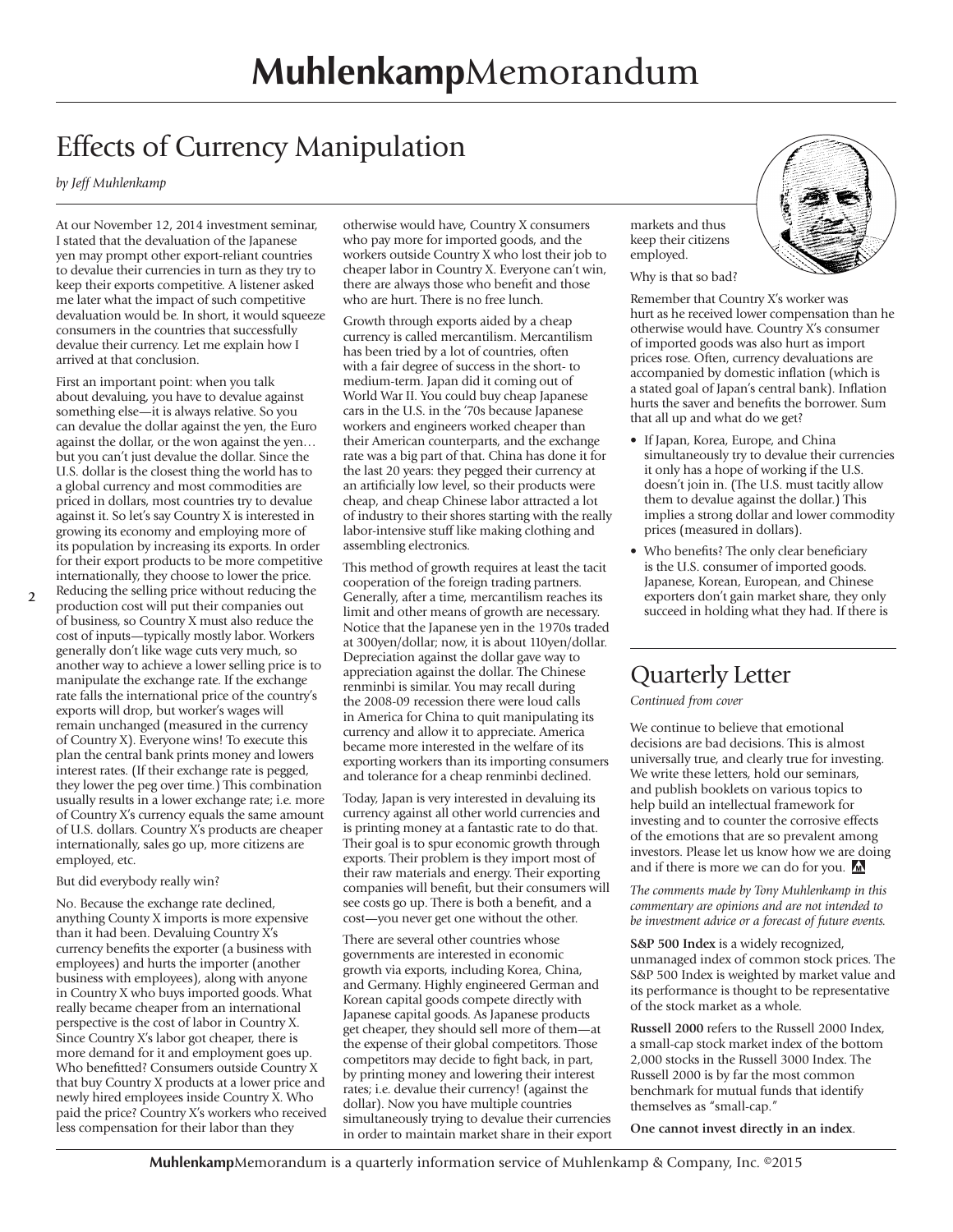# Effects of Currency Manipulation

*by Jeff Muhlenkamp*

At our November 12, 2014 investment seminar, I stated that the devaluation of the Japanese yen may prompt other export-reliant countries to devalue their currencies in turn as they try to keep their exports competitive. A listener asked me later what the impact of such competitive devaluation would be. In short, it would squeeze consumers in the countries that successfully devalue their currency. Let me explain how I arrived at that conclusion.

First an important point: when you talk about devaluing, you have to devalue against something else—it is always relative. So you can devalue the dollar against the yen, the Euro against the dollar, or the won against the yen… but you can't just devalue the dollar. Since the U.S. dollar is the closest thing the world has to a global currency and most commodities are priced in dollars, most countries try to devalue against it. So let's say Country X is interested in growing its economy and employing more of its population by increasing its exports. In order for their export products to be more competitive internationally, they choose to lower the price. Reducing the selling price without reducing the production cost will put their companies out of business, so Country X must also reduce the cost of inputs—typically mostly labor. Workers generally don't like wage cuts very much, so another way to achieve a lower selling price is to manipulate the exchange rate. If the exchange rate falls the international price of the country's exports will drop, but worker's wages will remain unchanged (measured in the currency of Country X). Everyone wins! To execute this plan the central bank prints money and lowers interest rates. (If their exchange rate is pegged, they lower the peg over time.) This combination usually results in a lower exchange rate; i.e. more of Country X's currency equals the same amount of U.S. dollars. Country X's products are cheaper internationally, sales go up, more citizens are employed, etc.

But did everybody really win?

No. Because the exchange rate declined, anything County X imports is more expensive than it had been. Devaluing Country X's currency benefits the exporter (a business with employees) and hurts the importer (another business with employees), along with anyone in Country X who buys imported goods. What really became cheaper from an international perspective is the cost of labor in Country X. Since Country X's labor got cheaper, there is more demand for it and employment goes up. Who benefitted? Consumers outside Country X that buy Country X products at a lower price and newly hired employees inside Country X. Who paid the price? Country X's workers who received less compensation for their labor than they otherwise would have, Country X consumers who pay more for imported goods, and the workers outside Country X who lost their job to cheaper labor in Country X. Everyone can't win, there are always those who benefit and those who are hurt. There is no free lunch.

Growth through exports aided by a cheap currency is called mercantilism. Mercantilism has been tried by a lot of countries, often with a fair degree of success in the short- to medium-term. Japan did it coming out of World War II. You could buy cheap Japanese cars in the U.S. in the '70s because Japanese workers and engineers worked cheaper than their American counterparts, and the exchange rate was a big part of that. China has done it for the last 20 years: they pegged their currency at an artificially low level, so their products were cheap, and cheap Chinese labor attracted a lot of industry to their shores starting with the really labor-intensive stuff like making clothing and assembling electronics.

This method of growth requires at least the tacit cooperation of the foreign trading partners. Generally, after a time, mercantilism reaches its limit and other means of growth are necessary. Notice that the Japanese yen in the 1970s traded at 300yen/dollar; now, it is about 110yen/dollar. Depreciation against the dollar gave way to appreciation against the dollar. The Chinese renminbi is similar. You may recall during the 2008-09 recession there were loud calls in America for China to quit manipulating its currency and allow it to appreciate. America became more interested in the welfare of its exporting workers than its importing consumers and tolerance for a cheap renminbi declined.

Today, Japan is very interested in devaluing its currency against all other world currencies and is printing money at a fantastic rate to do that. Their goal is to spur economic growth through exports. Their problem is they import most of their raw materials and energy. Their exporting companies will benefit, but their consumers will see costs go up. There is both a benefit, and a cost—you never get one without the other.

There are several other countries whose governments are interested in economic growth via exports, including Korea, China, and Germany. Highly engineered German and Korean capital goods compete directly with Japanese capital goods. As Japanese products get cheaper, they should sell more of them—at the expense of their global competitors. Those competitors may decide to fight back, in part, by printing money and lowering their interest rates; i.e. devalue their currency! (against the dollar). Now you have multiple countries simultaneously trying to devalue their currencies in order to maintain market share in their export markets and thus keep their citizens employed.

Why is that so bad?

Remember that Country X's worker was hurt as he received lower compensation than he otherwise would have. Country X's consumer of imported goods was also hurt as import prices rose. Often, currency devaluations are accompanied by domestic inflation (which is a stated goal of Japan's central bank). Inflation hurts the saver and benefits the borrower. Sum that all up and what do we get?

- If Japan, Korea, Europe, and China simultaneously try to devalue their currencies it only has a hope of working if the U.S. doesn't join in. (The U.S. must tacitly allow them to devalue against the dollar.) This implies a strong dollar and lower commodity prices (measured in dollars).
- Who benefits? The only clear beneficiary is the U.S. consumer of imported goods. Japanese, Korean, European, and Chinese exporters don't gain market share, they only succeed in holding what they had. If there is

## Quarterly Letter

*Continued from cover*

We continue to believe that emotional decisions are bad decisions. This is almost universally true, and clearly true for investing. We write these letters, hold our seminars, and publish booklets on various topics to help build an intellectual framework for investing and to counter the corrosive effects of the emotions that are so prevalent among investors. Please let us know how we are doing and if there is more we can do for you.

*The comments made by Tony Muhlenkamp in this commentary are opinions and are not intended to be investment advice or a forecast of future events.*

**S&P 500 Index** is a widely recognized, unmanaged index of common stock prices. The S&P 500 Index is weighted by market value and its performance is thought to be representative of the stock market as a whole.

**Russell 2000** refers to the Russell 2000 Index, a small-cap stock market index of the bottom 2,000 stocks in the Russell 3000 Index. The Russell 2000 is by far the most common benchmark for mutual funds that identify themselves as "small-cap."

**One cannot invest directly in an index**.

**Muhlenkamp**Memorandum is a quarterly information service of Muhlenkamp & Company, Inc. ©2015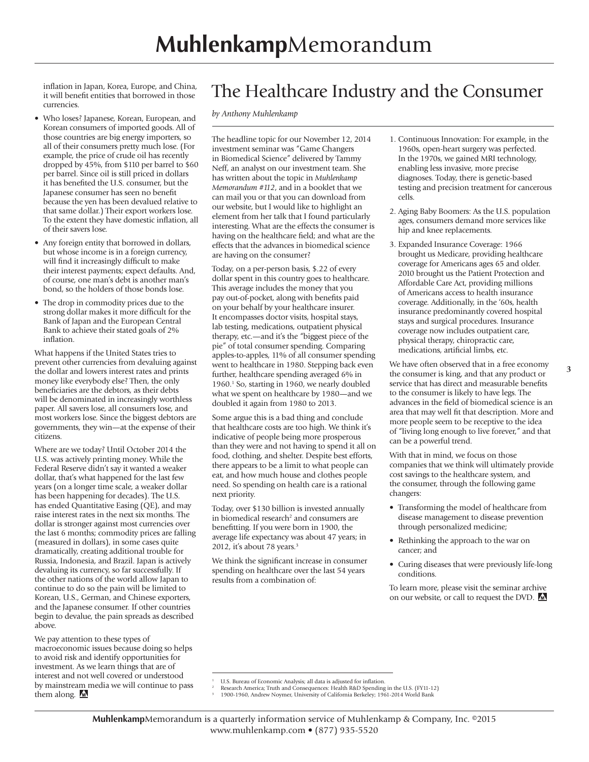inflation in Japan, Korea, Europe, and China, it will benefit entities that borrowed in those currencies.

- Who loses? Japanese, Korean, European, and Korean consumers of imported goods. All of those countries are big energy importers, so all of their consumers pretty much lose. (For example, the price of crude oil has recently dropped by 45%, from $110 per barrel to $60 per barrel. Since oil is still priced in dollars it has benefited the U.S. consumer, but the Japanese consumer has seen no benefit because the yen has been devalued relative to that same dollar.) Their export workers lose. To the extent they have domestic inflation, all of their savers lose.
- Any foreign entity that borrowed in dollars, but whose income is in a foreign currency, will find it increasingly difficult to make their interest payments; expect defaults. And, of course, one man's debt is another man's bond, so the holders of those bonds lose.
- The drop in commodity prices due to the strong dollar makes it more difficult for the Bank of Japan and the European Central Bank to achieve their stated goals of 2% inflation.

What happens if the United States tries to prevent other currencies from devaluing against the dollar and lowers interest rates and prints money like everybody else? Then, the only beneficiaries are the debtors, as their debts will be denominated in increasingly worthless paper. All savers lose, all consumers lose, and most workers lose. Since the biggest debtors are governments, they win—at the expense of their citizens.

Where are we today? Until October 2014 the U.S. was actively printing money. While the Federal Reserve didn't say it wanted a weaker dollar, that's what happened for the last few years (on a longer time scale, a weaker dollar has been happening for decades). The U.S. has ended Quantitative Easing (QE), and may raise interest rates in the next six months. The dollar is stronger against most currencies over the last 6 months; commodity prices are falling (measured in dollars), in some cases quite dramatically, creating additional trouble for Russia, Indonesia, and Brazil. Japan is actively devaluing its currency, so far successfully. If the other nations of the world allow Japan to continue to do so the pain will be limited to Korean, U.S., German, and Chinese exporters, and the Japanese consumer. If other countries begin to devalue, the pain spreads as described above.

We pay attention to these types of macroeconomic issues because doing so helps to avoid risk and identify opportunities for investment. As we learn things that are of interest and not well covered or understood by mainstream media we will continue to pass them along.

# The Healthcare Industry and the Consumer

*by Anthony Muhlenkamp*

The headline topic for our November 12, 2014 investment seminar was "Game Changers in Biomedical Science" delivered by Tammy Neff, an analyst on our investment team. She has written about the topic in *Muhlenkamp Memorandum #112*, and in a booklet that we can mail you or that you can download from our website, but I would like to highlight an element from her talk that I found particularly interesting. What are the effects the consumer is having on the healthcare field; and what are the effects that the advances in biomedical science are having on the consumer?

Today, on a per-person basis, $.22 of every dollar spent in this country goes to healthcare. This average includes the money that you pay out-of-pocket, along with benefits paid on your behalf by your healthcare insurer. It encompasses doctor visits, hospital stays, lab testing, medications, outpatient physical therapy, etc.—and it's the "biggest piece of the pie" of total consumer spending. Comparing apples-to-apples, 11% of all consumer spending went to healthcare in 1980. Stepping back even further, healthcare spending averaged 6% in 1960.[1] So, starting in 1960, we nearly doubled what we spent on healthcare by 1980—and we doubled it again from 1980 to 2013.

Some argue this is a bad thing and conclude that healthcare costs are too high. We think it's indicative of people being more prosperous than they were and not having to spend it all on food, clothing, and shelter. Despite best efforts, there appears to be a limit to what people can eat, and how much house and clothes people need. So spending on health care is a rational next priority.

Today, over $130 billion is invested annually in biomedical research[2] and consumers are benefitting. If you were born in 1900, the average life expectancy was about 47 years; in 2012, it's about 78 years.[3]

We think the significant increase in consumer spending on healthcare over the last 54 years results from a combination of:

1. Continuous Innovation: For example, in the 1960s, open-heart surgery was perfected. In the 1970s, we gained MRI technology, enabling less invasive, more precise diagnoses. Today, there is genetic-based testing and precision treatment for cancerous cells.
2. Aging Baby Boomers: As the U.S. population ages, consumers demand more services like hip and knee replacements.
3. Expanded Insurance Coverage: 1966 brought us Medicare, providing healthcare coverage for Americans ages 65 and older. 2010 brought us the Patient Protection and Affordable Care Act, providing millions of Americans access to health insurance coverage. Additionally, in the '60s, health insurance predominantly covered hospital stays and surgical procedures. Insurance coverage now includes outpatient care, physical therapy, chiropractic care, medications, artificial limbs, etc.

We have often observed that in a free economy the consumer is king, and that any product or service that has direct and measurable benefits to the consumer is likely to have legs. The advances in the field of biomedical science is an area that may well fit that description. More and more people seem to be receptive to the idea of "living long enough to live forever," and that can be a powerful trend.

With that in mind, we focus on those companies that we think will ultimately provide cost savings to the healthcare system, and the consumer, through the following game changers:

- Transforming the model of healthcare from disease management to disease prevention through personalized medicine;
- Rethinking the approach to the war on cancer; and
- Curing diseases that were previously life-long conditions.

To learn more, please visit the seminar archive on our website, or call to request the DVD.

[1] U.S. Bureau of Economic Analysis; all data is adjusted for inflation.
[2] Research America; Truth and Consequences: Health R&D Spending in the U.S. (FY11-12)
[3] 1900-1960, Andrew Noymer, University of California Berkeley; 1961-2014 World Bank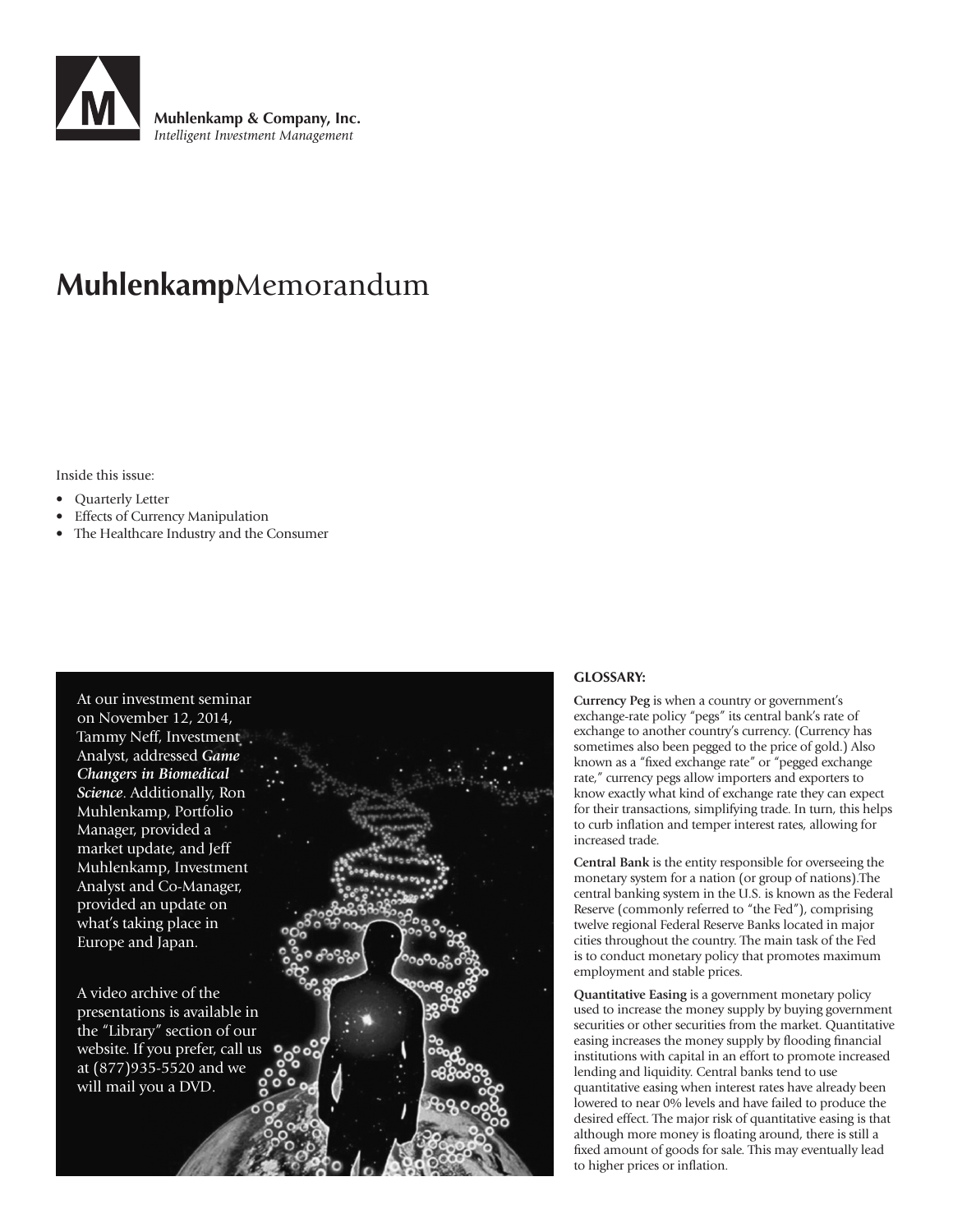**Muhlenkamp & Company, Inc.**
*Intelligent Investment Management*

# **Muhlenkamp**Memorandum

Inside this issue:

- Quarterly Letter
- Effects of Currency Manipulation
- The Healthcare Industry and the Consumer

At our investment seminar on November 12, 2014, Tammy Neff, Investment Analyst, addressed ***Game Changers in Biomedical Science***. Additionally, Ron Muhlenkamp, Portfolio Manager, provided a market update, and Jeff Muhlenkamp, Investment Analyst and Co-Manager, provided an update on what's taking place in Europe and Japan.

A video archive of the presentations is available in the "Library" section of our website. If you prefer, call us at (877)935-5520 and we will mail you a DVD.

**GLOSSARY:**

**Currency Peg** is when a country or government's exchange-rate policy "pegs" its central bank's rate of exchange to another country's currency. (Currency has sometimes also been pegged to the price of gold.) Also known as a "fixed exchange rate" or "pegged exchange rate," currency pegs allow importers and exporters to know exactly what kind of exchange rate they can expect for their transactions, simplifying trade. In turn, this helps to curb inflation and temper interest rates, allowing for increased trade.

**Central Bank** is the entity responsible for overseeing the monetary system for a nation (or group of nations).The central banking system in the U.S. is known as the Federal Reserve (commonly referred to "the Fed"), comprising twelve regional Federal Reserve Banks located in major cities throughout the country. The main task of the Fed is to conduct monetary policy that promotes maximum employment and stable prices.

**Quantitative Easing** is a government monetary policy used to increase the money supply by buying government securities or other securities from the market. Quantitative easing increases the money supply by flooding financial institutions with capital in an effort to promote increased lending and liquidity. Central banks tend to use quantitative easing when interest rates have already been lowered to near 0% levels and have failed to produce the desired effect. The major risk of quantitative easing is that although more money is floating around, there is still a fixed amount of goods for sale. This may eventually lead to higher prices or inflation.